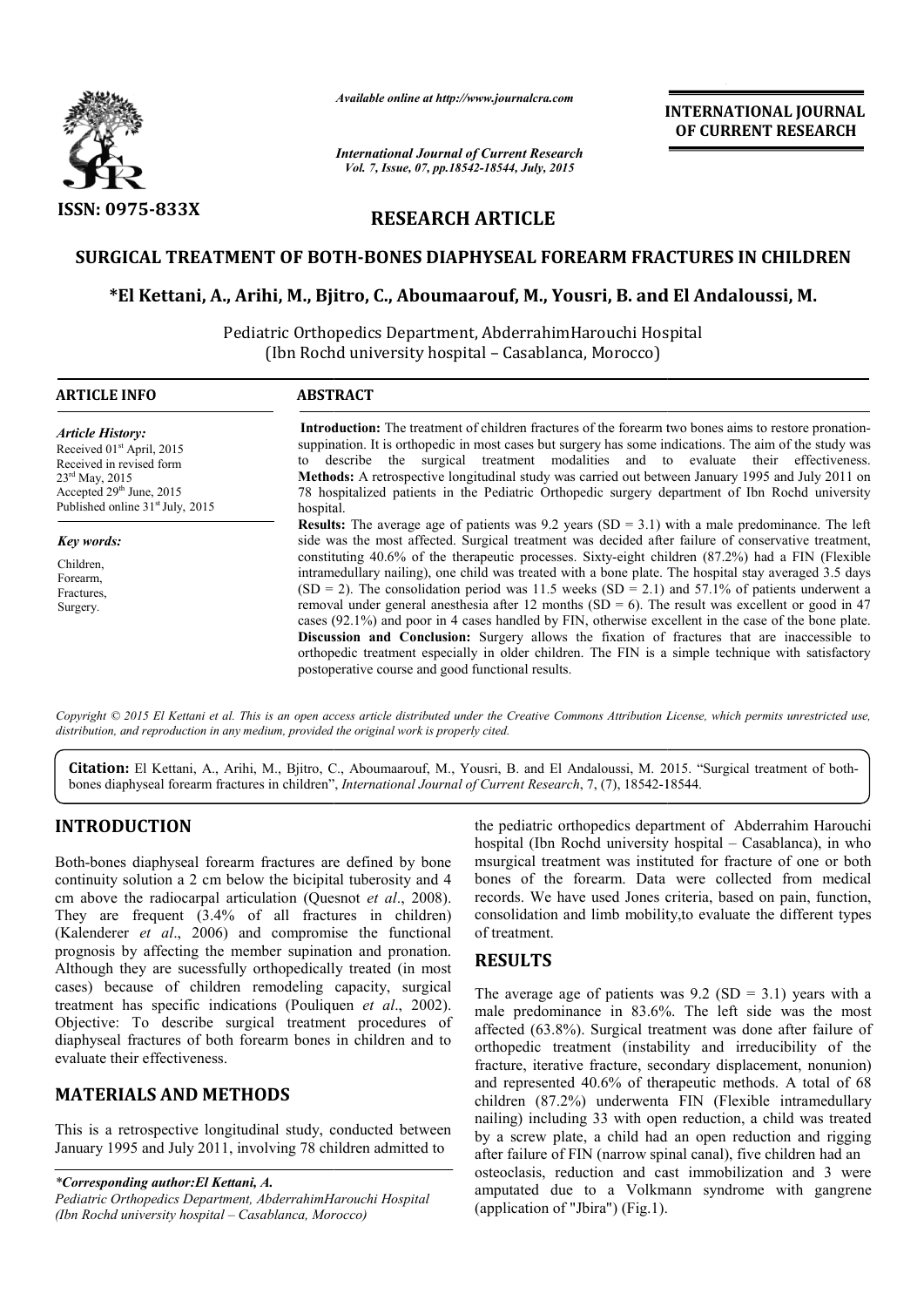*Available online at http://www.journalcra.com*

*International Journal of Current Research*
*Vol. 7, Issue, 07, pp.18542-18544, July, 2015*

**INTERNATIONAL JOURNAL OF CURRENT RESEARCH**

**ISSN: 0975-833X**

# RESEARCH ARTICLE

## SURGICAL TREATMENT OF BOTH-BONES DIAPHYSEAL FOREARM FRACTURES IN CHILDREN

**\*El Kettani, A., Arihi, M., Bjitro, C., Aboumaarouf, M., Yousri, B. and El Andaloussi, M.**

Pediatric Orthopedics Department, AbderrahimHarouchi Hospital
(Ibn Rochd university hospital – Casablanca, Morocco)

### ARTICLE INFO

*Article History:*
Received 01st April, 2015
Received in revised form
23rd May, 2015
Accepted 29th June, 2015
Published online 31st July, 2015

*Key words:*
Children,
Forearm,
Fractures,
Surgery.

### ABSTRACT

**Introduction:** The treatment of children fractures of the forearm two bones aims to restore pronation-suppination. It is orthopedic in most cases but surgery has some indications. The aim of the study was to describe the surgical treatment modalities and to evaluate their effectiveness.
**Methods:** A retrospective longitudinal study was carried out between January 1995 and July 2011 on 78 hospitalized patients in the Pediatric Orthopedic surgery department of Ibn Rochd university hospital.
**Results:** The average age of patients was 9.2 years (SD = 3.1) with a male predominance. The left side was the most affected. Surgical treatment was decided after failure of conservative treatment, constituting 40.6% of the therapeutic processes. Sixty-eight children (87.2%) had a FIN (Flexible intramedullary nailing), one child was treated with a bone plate. The hospital stay averaged 3.5 days (SD = 2). The consolidation period was 11.5 weeks (SD = 2.1) and 57.1% of patients underwent a removal under general anesthesia after 12 months (SD = 6). The result was excellent or good in 47 cases (92.1%) and poor in 4 cases handled by FIN, otherwise excellent in the case of the bone plate.
**Discussion and Conclusion:** Surgery allows the fixation of fractures that are inaccessible to orthopedic treatment especially in older children. The FIN is a simple technique with satisfactory postoperative course and good functional results.

*Copyright © 2015 El Kettani et al. This is an open access article distributed under the Creative Commons Attribution License, which permits unrestricted use, distribution, and reproduction in any medium, provided the original work is properly cited.*

**Citation:** El Kettani, A., Arihi, M., Bjitro, C., Aboumaarouf, M., Yousri, B. and El Andaloussi, M. 2015. "Surgical treatment of both-bones diaphyseal forearm fractures in children", *International Journal of Current Research*, 7, (7), 18542-18544.

## INTRODUCTION

Both-bones diaphyseal forearm fractures are defined by bone continuity solution a 2 cm below the bicipital tuberosity and 4 cm above the radiocarpal articulation (Quesnot *et al*., 2008). They are frequent (3.4% of all fractures in children) (Kalenderer *et al*., 2006) and compromise the functional prognosis by affecting the member supination and pronation. Although they are sucessfully orthopedically treated (in most cases) because of children remodeling capacity, surgical treatment has specific indications (Pouliquen *et al*., 2002). Objective: To describe surgical treatment procedures of diaphyseal fractures of both forearm bones in children and to evaluate their effectiveness.

## MATERIALS AND METHODS

This is a retrospective longitudinal study, conducted between January 1995 and July 2011, involving 78 children admitted to the pediatric orthopedics department of Abderrahim Harouchi hospital (Ibn Rochd university hospital – Casablanca), in who msurgical treatment was instituted for fracture of one or both bones of the forearm. Data were collected from medical records. We have used Jones criteria, based on pain, function, consolidation and limb mobility,to evaluate the different types of treatment.

## RESULTS

The average age of patients was 9.2 (SD = 3.1) years with a male predominance in 83.6%. The left side was the most affected (63.8%). Surgical treatment was done after failure of orthopedic treatment (instability and irreducibility of the fracture, iterative fracture, secondary displacement, nonunion) and represented 40.6% of therapeutic methods. A total of 68 children (87.2%) underwenta FIN (Flexible intramedullary nailing) including 33 with open reduction, a child was treated by a screw plate, a child had an open reduction and rigging after failure of FIN (narrow spinal canal), five children had an osteoclasis, reduction and cast immobilization and 3 were amputated due to a Volkmann syndrome with gangrene (application of "Jbira") (Fig.1).

*\*Corresponding author:El Kettani, A.*
*Pediatric Orthopedics Department, AbderrahimHarouchi Hospital (Ibn Rochd university hospital – Casablanca, Morocco)*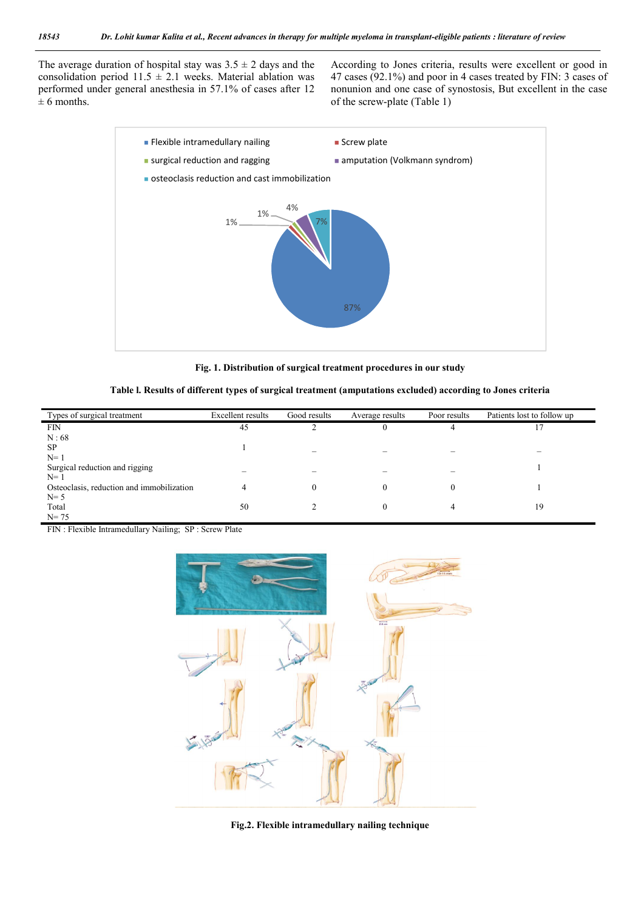The average duration of hospital stay was 3.5 ± 2 days and the consolidation period 11.5 ± 2.1 weeks. Material ablation was performed under general anesthesia in 57.1% of cases after 12 ± 6 months.

According to Jones criteria, results were excellent or good in 47 cases (92.1%) and poor in 4 cases treated by FIN: 3 cases of nonunion and one case of synostosis, But excellent in the case of the screw-plate (Table 1)

**Fig. 1. Distribution of surgical treatment procedures in our study**

**Table l. Results of different types of surgical treatment (amputations excluded) according to Jones criteria**

| Types of surgical treatment | Excellent results | Good results | Average results | Poor results | Patients lost to follow up |
|---|---|---|---|---|---|
| FIN N : 68 | 45 | 2 | 0 | 4 | 17 |
| SP N= 1 | 1 | _ | _ | _ | _ |
| Surgical reduction and rigging N= 1 | _ | _ | _ | _ | 1 |
| Osteoclasis, reduction and immobilization N= 5 | 4 | 0 | 0 | 0 | 1 |
| Total N= 75 | 50 | 2 | 0 | 4 | 19 |

FIN : Flexible Intramedullary Nailing; SP : Screw Plate

**Fig.2. Flexible intramedullary nailing technique**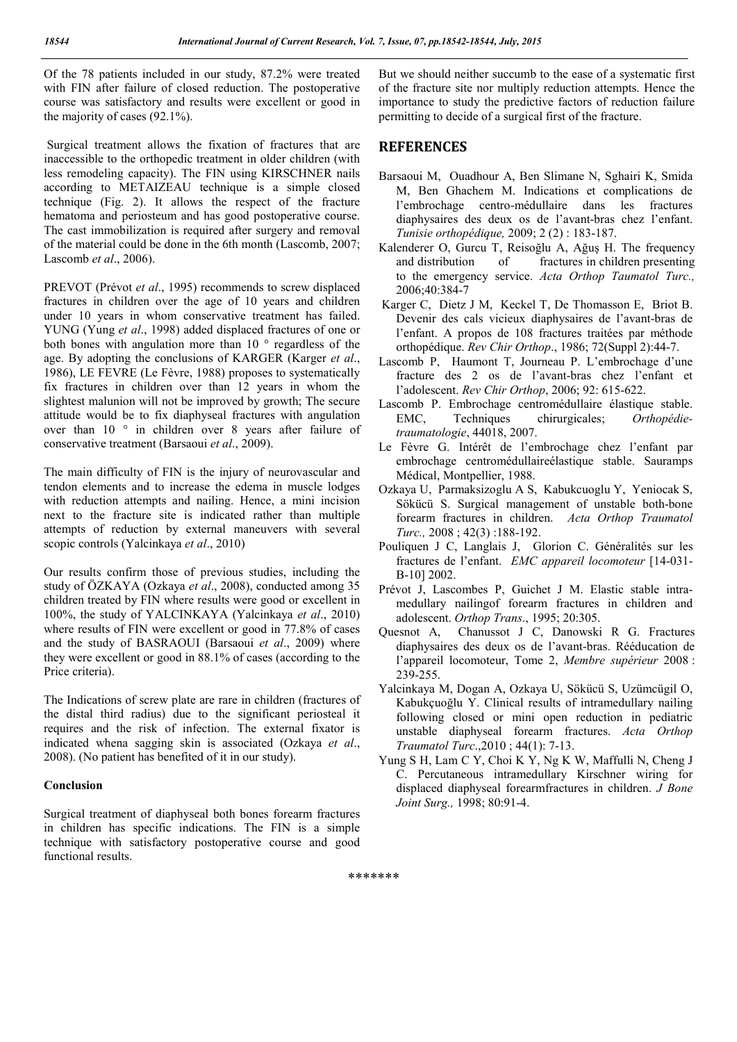Of the 78 patients included in our study, 87.2% were treated with FIN after failure of closed reduction. The postoperative course was satisfactory and results were excellent or good in the majority of cases (92.1%).

Surgical treatment allows the fixation of fractures that are inaccessible to the orthopedic treatment in older children (with less remodeling capacity). The FIN using KIRSCHNER nails according to METAIZEAU technique is a simple closed technique (Fig. 2). It allows the respect of the fracture hematoma and periosteum and has good postoperative course. The cast immobilization is required after surgery and removal of the material could be done in the 6th month (Lascomb, 2007; Lascomb *et al*., 2006).

PREVOT (Prévot *et al*., 1995) recommends to screw displaced fractures in children over the age of 10 years and children under 10 years in whom conservative treatment has failed. YUNG (Yung *et al*., 1998) added displaced fractures of one or both bones with angulation more than 10 ° regardless of the age. By adopting the conclusions of KARGER (Karger *et al*., 1986), LE FEVRE (Le Fèvre, 1988) proposes to systematically fix fractures in children over than 12 years in whom the slightest malunion will not be improved by growth; The secure attitude would be to fix diaphyseal fractures with angulation over than 10 ° in children over 8 years after failure of conservative treatment (Barsaoui *et al*., 2009).

The main difficulty of FIN is the injury of neurovascular and tendon elements and to increase the edema in muscle lodges with reduction attempts and nailing. Hence, a mini incision next to the fracture site is indicated rather than multiple attempts of reduction by external maneuvers with several scopic controls (Yalcinkaya *et al*., 2010)

Our results confirm those of previous studies, including the study of ÖZKAYA (Ozkaya *et al*., 2008), conducted among 35 children treated by FIN where results were good or excellent in 100%, the study of YALCINKAYA (Yalcinkaya *et al*., 2010) where results of FIN were excellent or good in 77.8% of cases and the study of BASRAOUI (Barsaoui *et al*., 2009) where they were excellent or good in 88.1% of cases (according to the Price criteria).

The Indications of screw plate are rare in children (fractures of the distal third radius) due to the significant periosteal it requires and the risk of infection. The external fixator is indicated whena sagging skin is associated (Ozkaya *et al*., 2008). (No patient has benefited of it in our study).

### Conclusion

Surgical treatment of diaphyseal both bones forearm fractures in children has specific indications. The FIN is a simple technique with satisfactory postoperative course and good functional results.

But we should neither succumb to the ease of a systematic first of the fracture site nor multiply reduction attempts. Hence the importance to study the predictive factors of reduction failure permitting to decide of a surgical first of the fracture.

## REFERENCES

Barsaoui M, Ouadhour A, Ben Slimane N, Sghairi K, Smida M, Ben Ghachem M. Indications et complications de l'embrochage centro-médullaire dans les fractures diaphysaires des deux os de l'avant-bras chez l'enfant. *Tunisie orthopédique,* 2009; 2 (2) : 183-187.

Kalenderer O, Gurcu T, Reisoğlu A, Ağuş H. The frequency and distribution of fractures in children presenting to the emergency service. *Acta Orthop Taumatol Turc.,* 2006;40:384-7

Karger C, Dietz J M, Keckel T, De Thomasson E, Briot B. Devenir des cals vicieux diaphysaires de l'avant-bras de l'enfant. A propos de 108 fractures traitées par méthode orthopédique. *Rev Chir Orthop*., 1986; 72(Suppl 2):44-7.

Lascomb P, Haumont T, Journeau P. L'embrochage d'une fracture des 2 os de l'avant-bras chez l'enfant et l'adolescent. *Rev Chir Orthop*, 2006; 92: 615-622.

Lascomb P. Embrochage centromédullaire élastique stable. EMC, Techniques chirurgicales; *Orthopédie-traumatologie*, 44018, 2007.

Le Fèvre G. Intérêt de l'embrochage chez l'enfant par embrochage centromédullaireélastique stable. Sauramps Médical, Montpellier, 1988.

Ozkaya U, Parmaksizoglu A S, Kabukcuoglu Y, Yeniocak S, Sökücü S. Surgical management of unstable both-bone forearm fractures in children. *Acta Orthop Traumatol Turc.,* 2008 ; 42(3) :188-192.

Pouliquen J C, Langlais J, Glorion C. Généralités sur les fractures de l'enfant. *EMC appareil locomoteur* [14-031-B-10] 2002.

Prévot J, Lascombes P, Guichet J M. Elastic stable intramedullary nailingof forearm fractures in children and adolescent. *Orthop Trans*., 1995; 20:305.

Quesnot A, Chanussot J C, Danowski R G. Fractures diaphysaires des deux os de l'avant-bras. Rééducation de l'appareil locomoteur, Tome 2, *Membre supérieur* 2008 : 239-255.

Yalcinkaya M, Dogan A, Ozkaya U, Sökücü S, Uzümcügil O, Kabukçuoğlu Y. Clinical results of intramedullary nailing following closed or mini open reduction in pediatric unstable diaphyseal forearm fractures. *Acta Orthop Traumatol Turc*.,2010 ; 44(1): 7-13.

Yung S H, Lam C Y, Choi K Y, Ng K W, Maffulli N, Cheng J C. Percutaneous intramedullary Kirschner wiring for displaced diaphyseal forearmfractures in children. *J Bone Joint Surg.,* 1998; 80:91-4.

\*\*\*\*\*\*\*